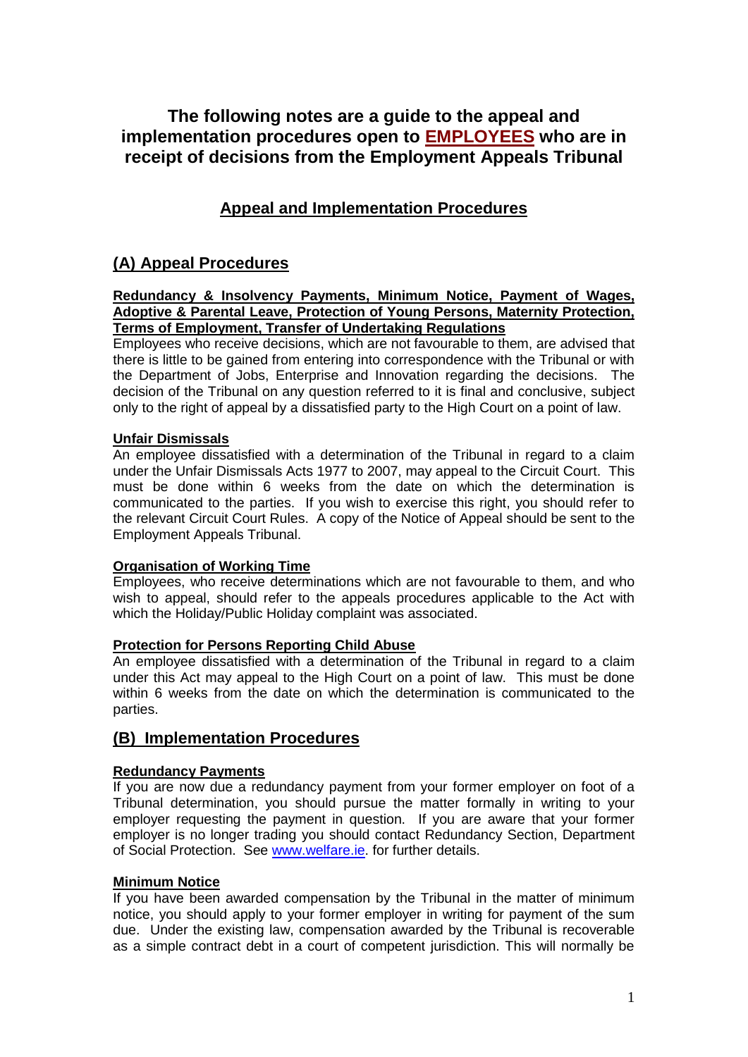# The following notes are a guide to the appeal and implementation procedures open to EMPLOYEES who are in receipt of decisions from the Employment Appeals Tribunal

## Appeal and Implementation Procedures

## (A) Appeal Procedures

**Redundancy & Insolvency Payments, Minimum Notice, Payment of Wages, Adoptive & Parental Leave, Protection of Young Persons, Maternity Protection, Terms of Employment, Transfer of Undertaking Regulations**

Employees who receive decisions, which are not favourable to them, are advised that there is little to be gained from entering into correspondence with the Tribunal or with the Department of Jobs, Enterprise and Innovation regarding the decisions. The decision of the Tribunal on any question referred to it is final and conclusive, subject only to the right of appeal by a dissatisfied party to the High Court on a point of law.

**Unfair Dismissals**

An employee dissatisfied with a determination of the Tribunal in regard to a claim under the Unfair Dismissals Acts 1977 to 2007, may appeal to the Circuit Court. This must be done within 6 weeks from the date on which the determination is communicated to the parties. If you wish to exercise this right, you should refer to the relevant Circuit Court Rules. A copy of the Notice of Appeal should be sent to the Employment Appeals Tribunal.

**Organisation of Working Time**

Employees, who receive determinations which are not favourable to them, and who wish to appeal, should refer to the appeals procedures applicable to the Act with which the Holiday/Public Holiday complaint was associated.

**Protection for Persons Reporting Child Abuse**

An employee dissatisfied with a determination of the Tribunal in regard to a claim under this Act may appeal to the High Court on a point of law. This must be done within 6 weeks from the date on which the determination is communicated to the parties.

## (B) Implementation Procedures

**Redundancy Payments**

If you are now due a redundancy payment from your former employer on foot of a Tribunal determination, you should pursue the matter formally in writing to your employer requesting the payment in question. If you are aware that your former employer is no longer trading you should contact Redundancy Section, Department of Social Protection. See www.welfare.ie. for further details.

**Minimum Notice**

If you have been awarded compensation by the Tribunal in the matter of minimum notice, you should apply to your former employer in writing for payment of the sum due. Under the existing law, compensation awarded by the Tribunal is recoverable as a simple contract debt in a court of competent jurisdiction. This will normally be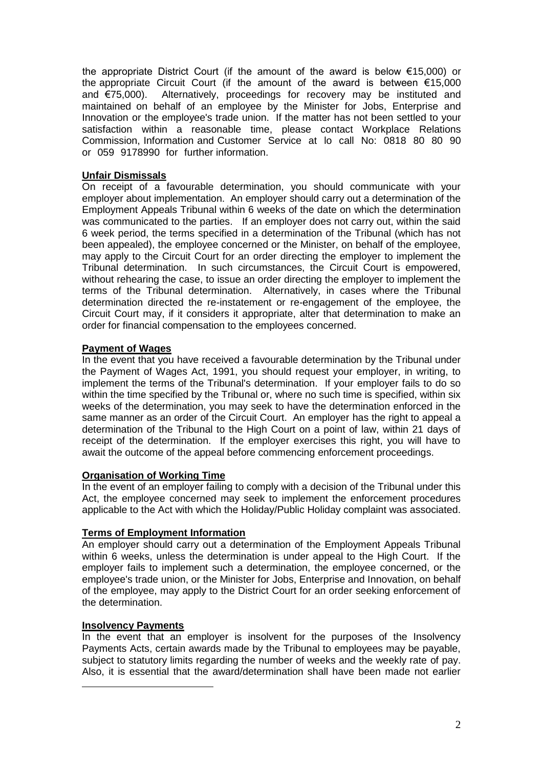the appropriate District Court (if the amount of the award is below €15,000) or the appropriate Circuit Court (if the amount of the award is between €15,000 and €75,000). Alternatively, proceedings for recovery may be instituted and maintained on behalf of an employee by the Minister for Jobs, Enterprise and Innovation or the employee's trade union. If the matter has not been settled to your satisfaction within a reasonable time, please contact Workplace Relations Commission, Information and Customer Service at lo call No: 0818 80 80 90 or 059 9178990 for further information.

**Unfair Dismissals**

On receipt of a favourable determination, you should communicate with your employer about implementation. An employer should carry out a determination of the Employment Appeals Tribunal within 6 weeks of the date on which the determination was communicated to the parties. If an employer does not carry out, within the said 6 week period, the terms specified in a determination of the Tribunal (which has not been appealed), the employee concerned or the Minister, on behalf of the employee, may apply to the Circuit Court for an order directing the employer to implement the Tribunal determination. In such circumstances, the Circuit Court is empowered, without rehearing the case, to issue an order directing the employer to implement the terms of the Tribunal determination. Alternatively, in cases where the Tribunal determination directed the re-instatement or re-engagement of the employee, the Circuit Court may, if it considers it appropriate, alter that determination to make an order for financial compensation to the employees concerned.

**Payment of Wages**

In the event that you have received a favourable determination by the Tribunal under the Payment of Wages Act, 1991, you should request your employer, in writing, to implement the terms of the Tribunal's determination. If your employer fails to do so within the time specified by the Tribunal or, where no such time is specified, within six weeks of the determination, you may seek to have the determination enforced in the same manner as an order of the Circuit Court. An employer has the right to appeal a determination of the Tribunal to the High Court on a point of law, within 21 days of receipt of the determination. If the employer exercises this right, you will have to await the outcome of the appeal before commencing enforcement proceedings.

**Organisation of Working Time**

In the event of an employer failing to comply with a decision of the Tribunal under this Act, the employee concerned may seek to implement the enforcement procedures applicable to the Act with which the Holiday/Public Holiday complaint was associated.

**Terms of Employment Information**

An employer should carry out a determination of the Employment Appeals Tribunal within 6 weeks, unless the determination is under appeal to the High Court. If the employer fails to implement such a determination, the employee concerned, or the employee's trade union, or the Minister for Jobs, Enterprise and Innovation, on behalf of the employee, may apply to the District Court for an order seeking enforcement of the determination.

**Insolvency Payments**

In the event that an employer is insolvent for the purposes of the Insolvency Payments Acts, certain awards made by the Tribunal to employees may be payable, subject to statutory limits regarding the number of weeks and the weekly rate of pay. Also, it is essential that the award/determination shall have been made not earlier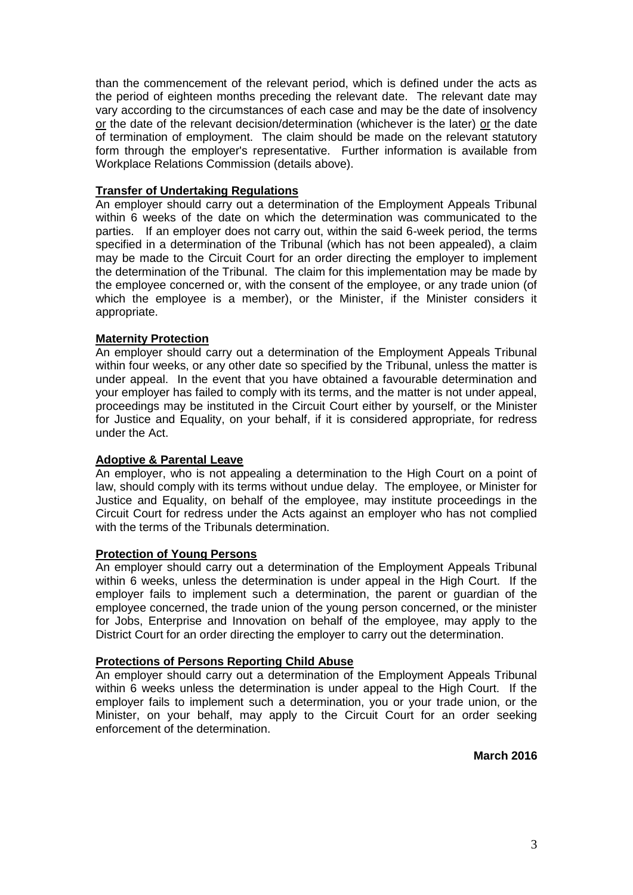than the commencement of the relevant period, which is defined under the acts as the period of eighteen months preceding the relevant date. The relevant date may vary according to the circumstances of each case and may be the date of insolvency <u>or</u> the date of the relevant decision/determination (whichever is the later) <u>or</u> the date of termination of employment. The claim should be made on the relevant statutory form through the employer's representative. Further information is available from Workplace Relations Commission (details above).

**<u>Transfer of Undertaking Regulations</u>**

An employer should carry out a determination of the Employment Appeals Tribunal within 6 weeks of the date on which the determination was communicated to the parties. If an employer does not carry out, within the said 6-week period, the terms specified in a determination of the Tribunal (which has not been appealed), a claim may be made to the Circuit Court for an order directing the employer to implement the determination of the Tribunal. The claim for this implementation may be made by the employee concerned or, with the consent of the employee, or any trade union (of which the employee is a member), or the Minister, if the Minister considers it appropriate.

**<u>Maternity Protection</u>**

An employer should carry out a determination of the Employment Appeals Tribunal within four weeks, or any other date so specified by the Tribunal, unless the matter is under appeal. In the event that you have obtained a favourable determination and your employer has failed to comply with its terms, and the matter is not under appeal, proceedings may be instituted in the Circuit Court either by yourself, or the Minister for Justice and Equality, on your behalf, if it is considered appropriate, for redress under the Act.

**<u>Adoptive & Parental Leave</u>**

An employer, who is not appealing a determination to the High Court on a point of law, should comply with its terms without undue delay. The employee, or Minister for Justice and Equality, on behalf of the employee, may institute proceedings in the Circuit Court for redress under the Acts against an employer who has not complied with the terms of the Tribunals determination.

**<u>Protection of Young Persons</u>**

An employer should carry out a determination of the Employment Appeals Tribunal within 6 weeks, unless the determination is under appeal in the High Court. If the employer fails to implement such a determination, the parent or guardian of the employee concerned, the trade union of the young person concerned, or the minister for Jobs, Enterprise and Innovation on behalf of the employee, may apply to the District Court for an order directing the employer to carry out the determination.

**<u>Protections of Persons Reporting Child Abuse</u>**

An employer should carry out a determination of the Employment Appeals Tribunal within 6 weeks unless the determination is under appeal to the High Court. If the employer fails to implement such a determination, you or your trade union, or the Minister, on your behalf, may apply to the Circuit Court for an order seeking enforcement of the determination.

**March 2016**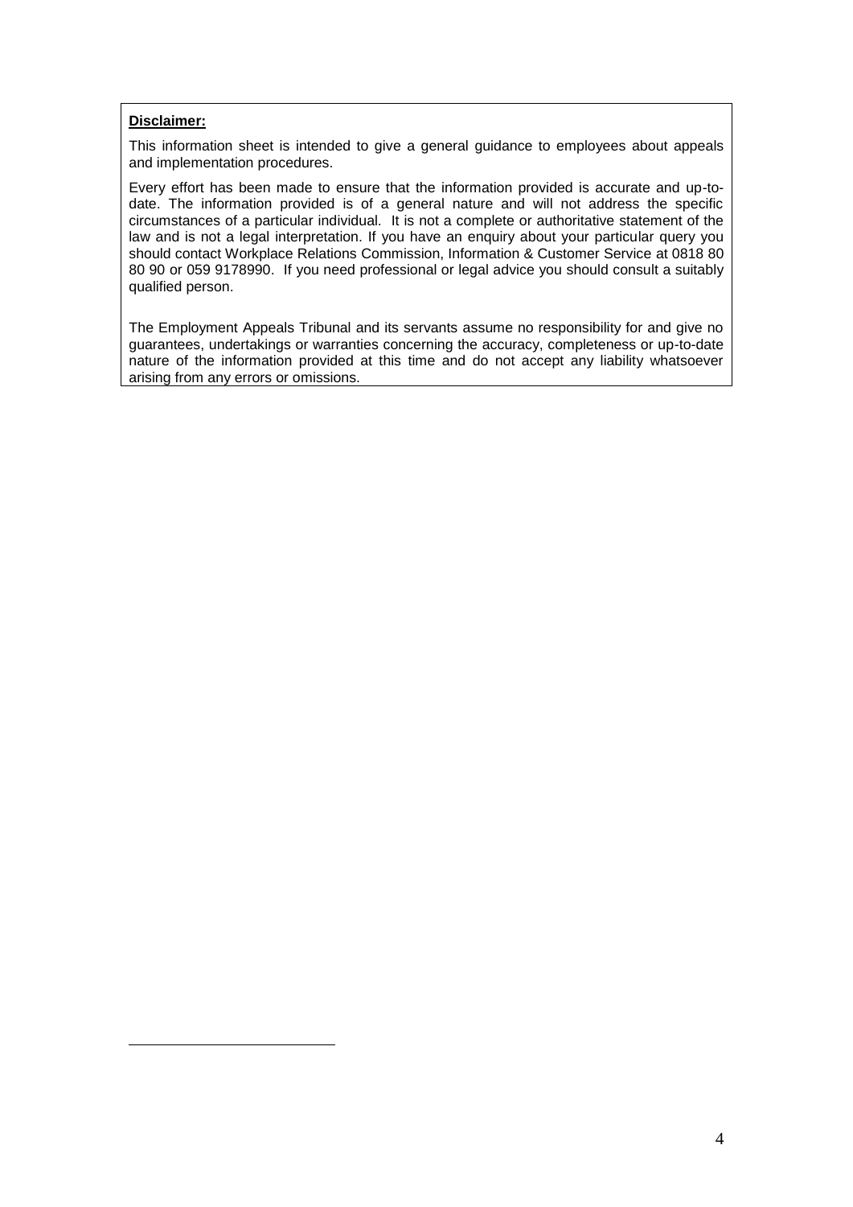**Disclaimer:**

This information sheet is intended to give a general guidance to employees about appeals and implementation procedures.

Every effort has been made to ensure that the information provided is accurate and up-to-date. The information provided is of a general nature and will not address the specific circumstances of a particular individual. It is not a complete or authoritative statement of the law and is not a legal interpretation. If you have an enquiry about your particular query you should contact Workplace Relations Commission, Information & Customer Service at 0818 80 80 90 or 059 9178990. If you need professional or legal advice you should consult a suitably qualified person.

The Employment Appeals Tribunal and its servants assume no responsibility for and give no guarantees, undertakings or warranties concerning the accuracy, completeness or up-to-date nature of the information provided at this time and do not accept any liability whatsoever arising from any errors or omissions.